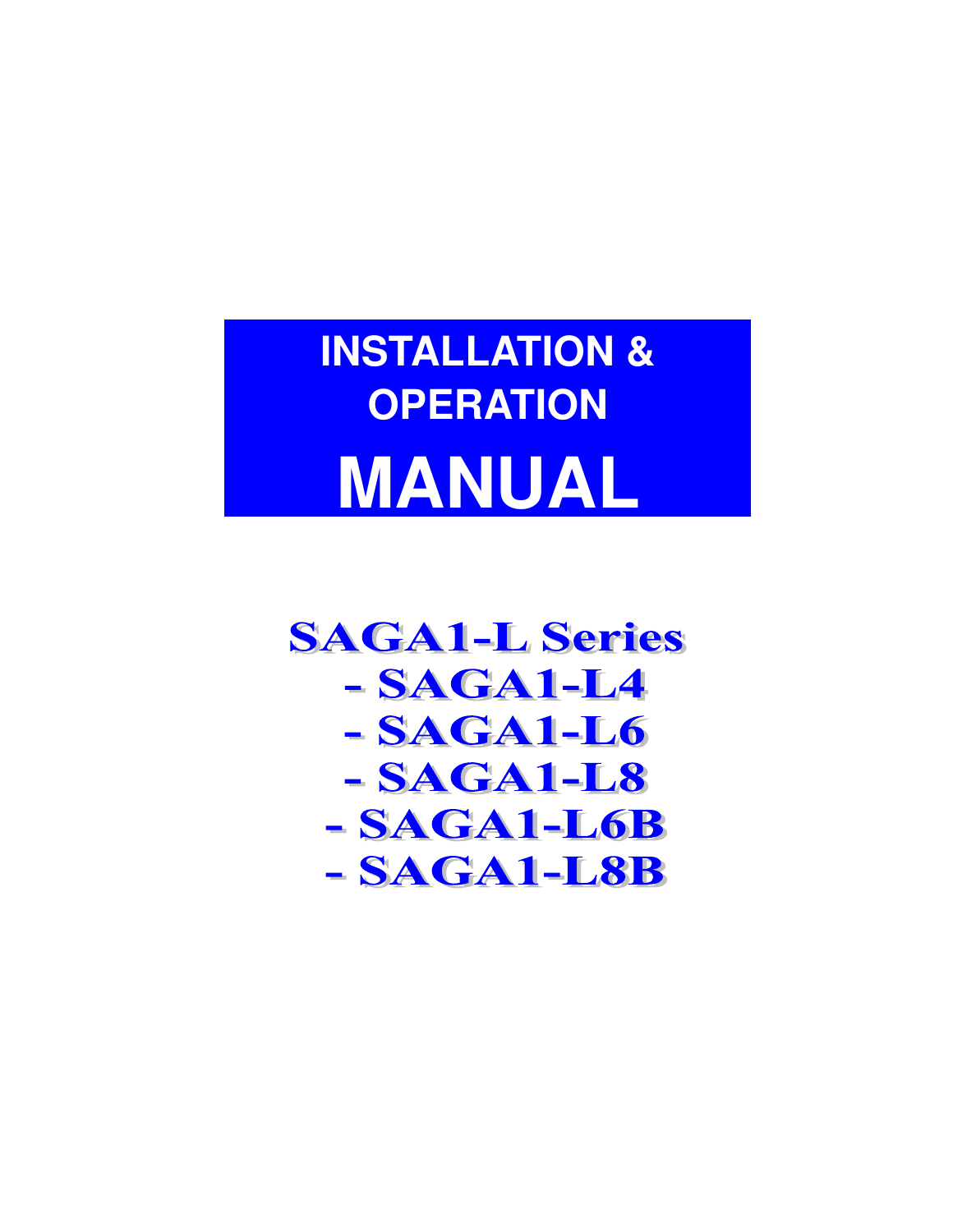# INSTALLATION & OPERATION

# MANUAL

## SAGA1-L Series

- SAGA1-L4
- SAGA1-L6
- SAGA1-L8
- SAGA1-L6B
- SAGA1-L8B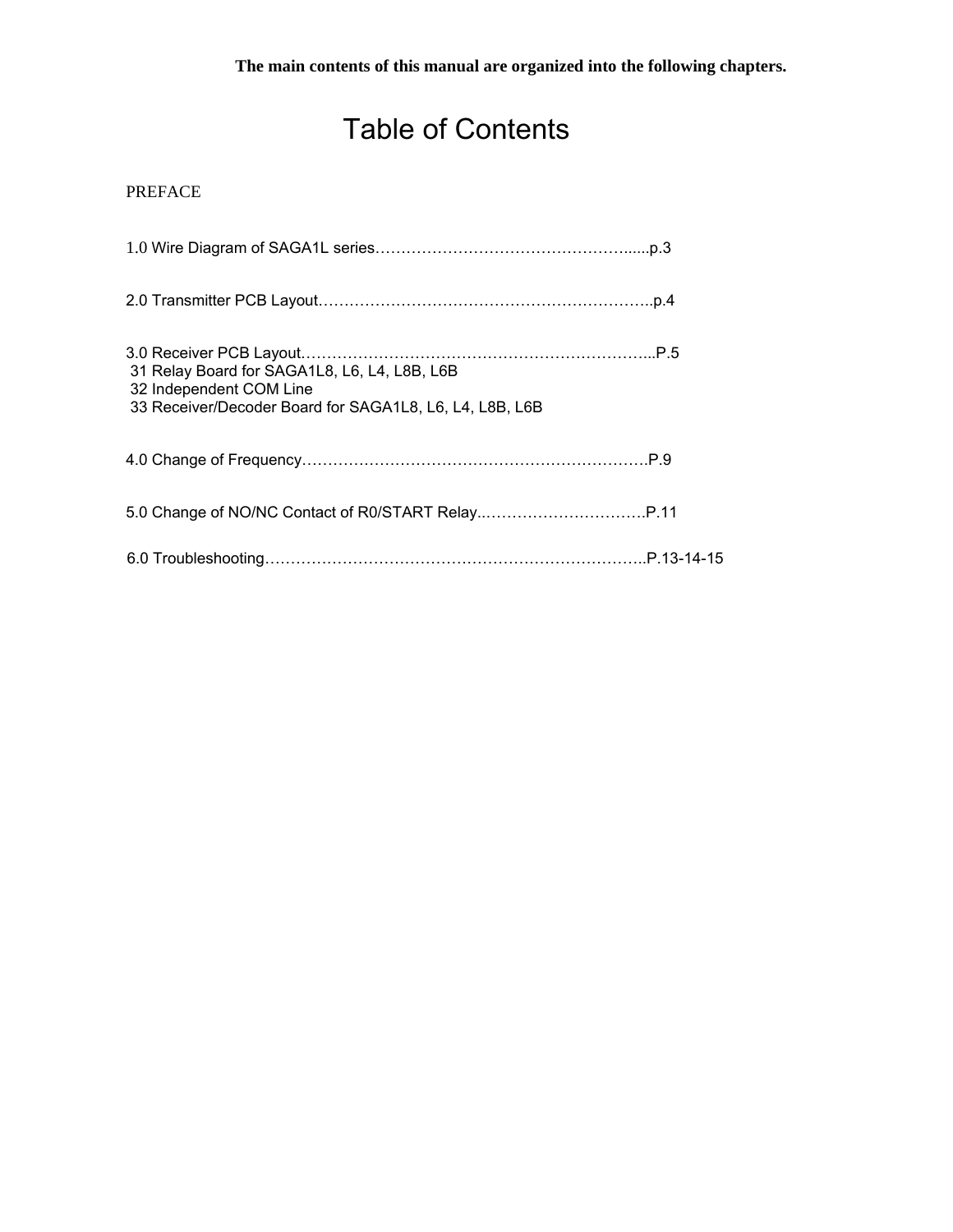**The main contents of this manual are organized into the following chapters.**

# Table of Contents

PREFACE

1.0 Wire Diagram of SAGA1L series…………………………………………......p.3

2.0 Transmitter PCB Layout………………………………………………………..p.4

3.0 Receiver PCB Layout…………………………………………………………...P.5
- 31 Relay Board for SAGA1L8, L6, L4, L8B, L6B
- 32 Independent COM Line
- 33 Receiver/Decoder Board for SAGA1L8, L6, L4, L8B, L6B

4.0 Change of Frequency…………………………………………………………….P.9

5.0 Change of NO/NC Contact of R0/START Relay..…………………………….P.11

6.0 Troubleshooting………………………………………………………………..P.13-14-15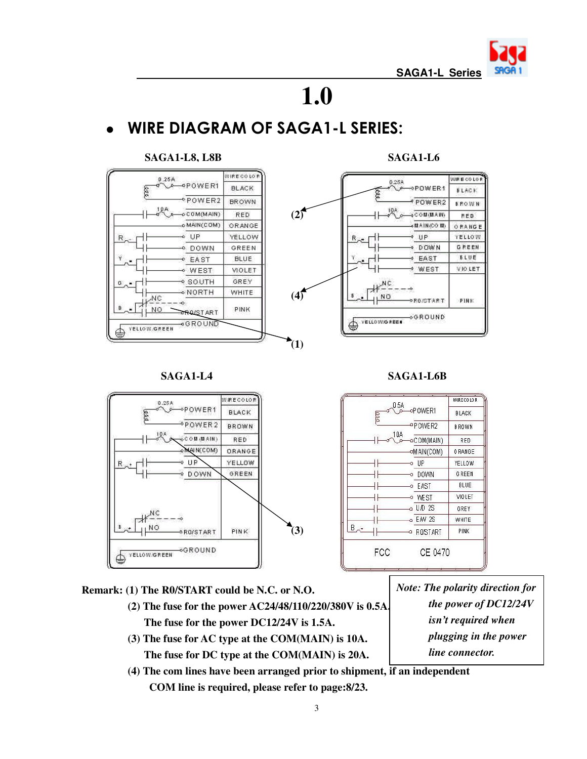# 1.0

## WIRE DIAGRAM OF SAGA1-L SERIES:

**SAGA1-L8, L8B**

| Terminal | WIRE COLOR |
|---|---|
| POWER1 (0.25A) | BLACK |
| POWER2 | BROWN |
| COM(MAIN) (10A) | RED |
| MAIN(COM) | ORANGE |
| UP | YELLOW |
| DOWN | GREEN |
| EAST | BLUE |
| WEST | VIOLET |
| SOUTH | GREY |
| NORTH | WHITE |
| R0/START (NC / NO) | PINK |
| GROUND | YELLOW/GREEN |

**SAGA1-L6**

| Terminal | WIRE COLOR |
|---|---|
| POWER1 (0.25A) | BLACK |
| POWER2 | BROWN |
| COM(MAIN) (10A) | RED |
| MAIN(COM) | ORANGE |
| UP | YELLOW |
| DOWN | GREEN |
| EAST | BLUE |
| WEST | VIOLET |
| R0/START (NC / NO) | PINK |
| GROUND | YELLOW/GREEN |

**SAGA1-L4**

| Terminal | WIRE COLOR |
|---|---|
| POWER1 (0.25A) | BLACK |
| POWER2 | BROWN |
| COM(MAIN) (10A) | RED |
| MAIN(COM) | ORANGE |
| UP | YELLOW |
| DOWN | GREEN |
| R0/START (NC / NO) | PINK |
| GROUND | YELLOW/GREEN |

**SAGA1-L6B**

| Terminal | WIRE COLOR |
|---|---|
| POWER1 (0.5A) | BLACK |
| POWER2 | BROWN |
| COM(MAIN) (10A) | RED |
| MAIN(COM) | ORANGE |
| UP | YELLOW |
| DOWN | GREEN |
| EAST | BLUE |
| WEST | VIOLET |
| U/D 2S | GREY |
| E/W 2S | WHITE |
| R0/START | PINK |

FCC CE 0470

Remark: (1) The R0/START could be N.C. or N.O.

(2) The fuse for the power AC24/48/110/220/380V is 0.5A.
The fuse for the power DC12/24V is 1.5A.

(3) The fuse for AC type at the COM(MAIN) is 10A.
The fuse for DC type at the COM(MAIN) is 20A.

(4) The com lines have been arranged prior to shipment, if an independent COM line is required, please refer to page:8/23.

*Note: The polarity direction for the power of DC12/24V isn't required when plugging in the power line connector.*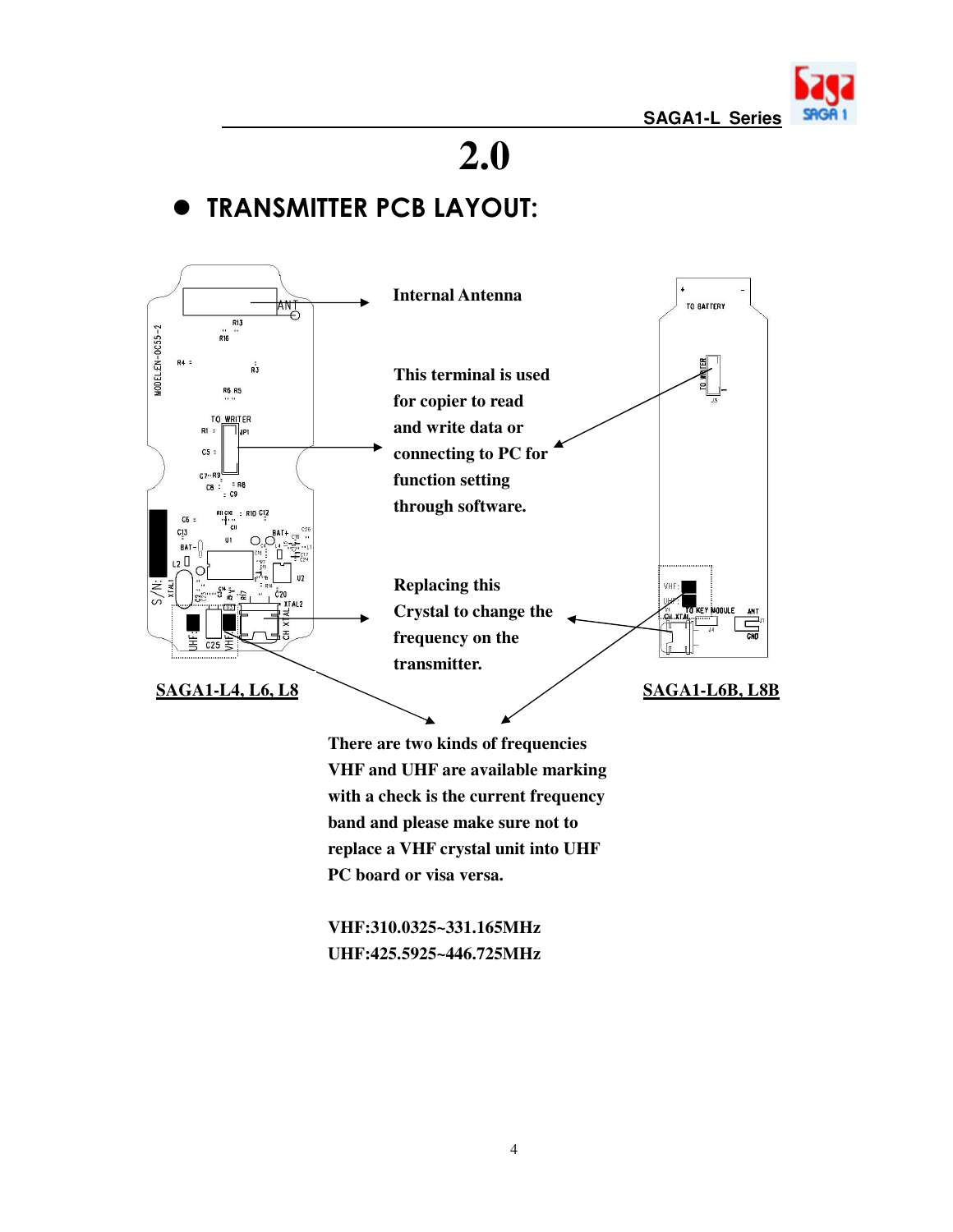# 2.0

## TRANSMITTER PCB LAYOUT:

**Internal Antenna**

**This terminal is used for copier to read and write data or connecting to PC for function setting through software.**

**Replacing this Crystal to change the frequency on the transmitter.**

**SAGA1-L4, L6, L8**

**SAGA1-L6B, L8B**

**There are two kinds of frequencies VHF and UHF are available marking with a check is the current frequency band and please make sure not to replace a VHF crystal unit into UHF PC board or visa versa.**

**VHF:310.0325~331.165MHz**
**UHF:425.5925~446.725MHz**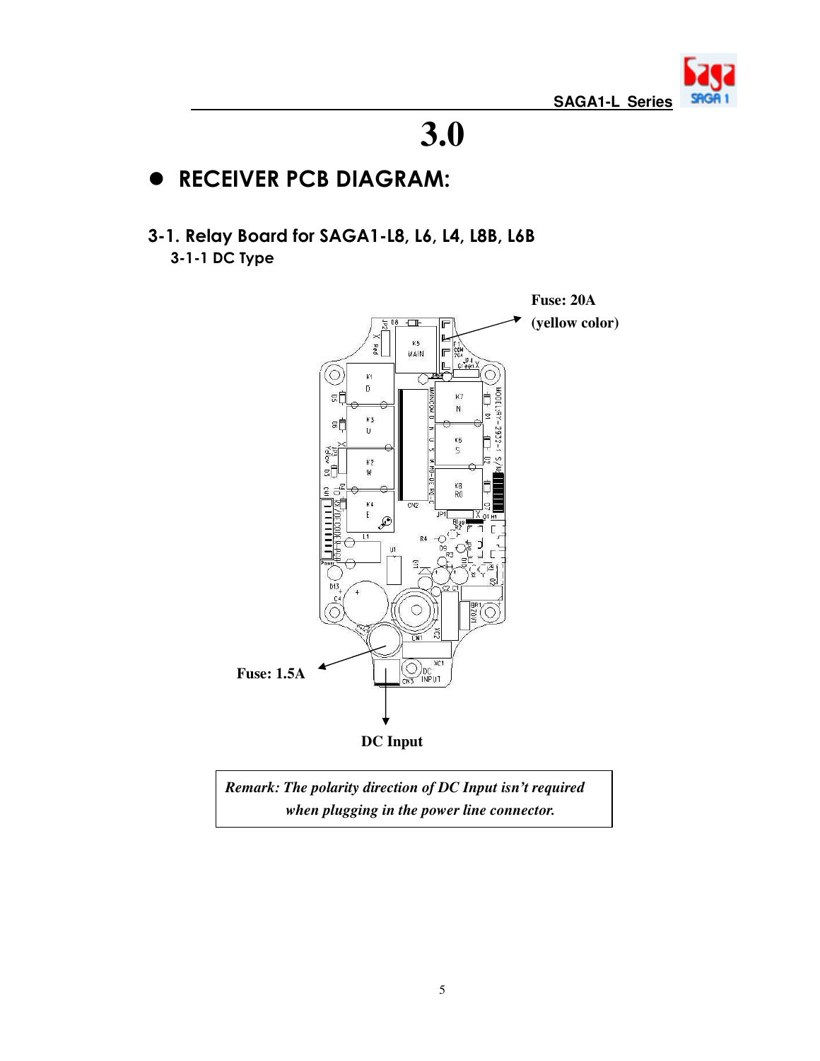# 3.0

- **RECEIVER PCB DIAGRAM:**

## 3-1. Relay Board for SAGA1-L8, L6, L4, L8B, L6B

### 3-1-1 DC Type

**Fuse: 20A (yellow color)**

**Fuse: 1.5A**

**DC Input**

*Remark: The polarity direction of DC Input isn't required when plugging in the power line connector.*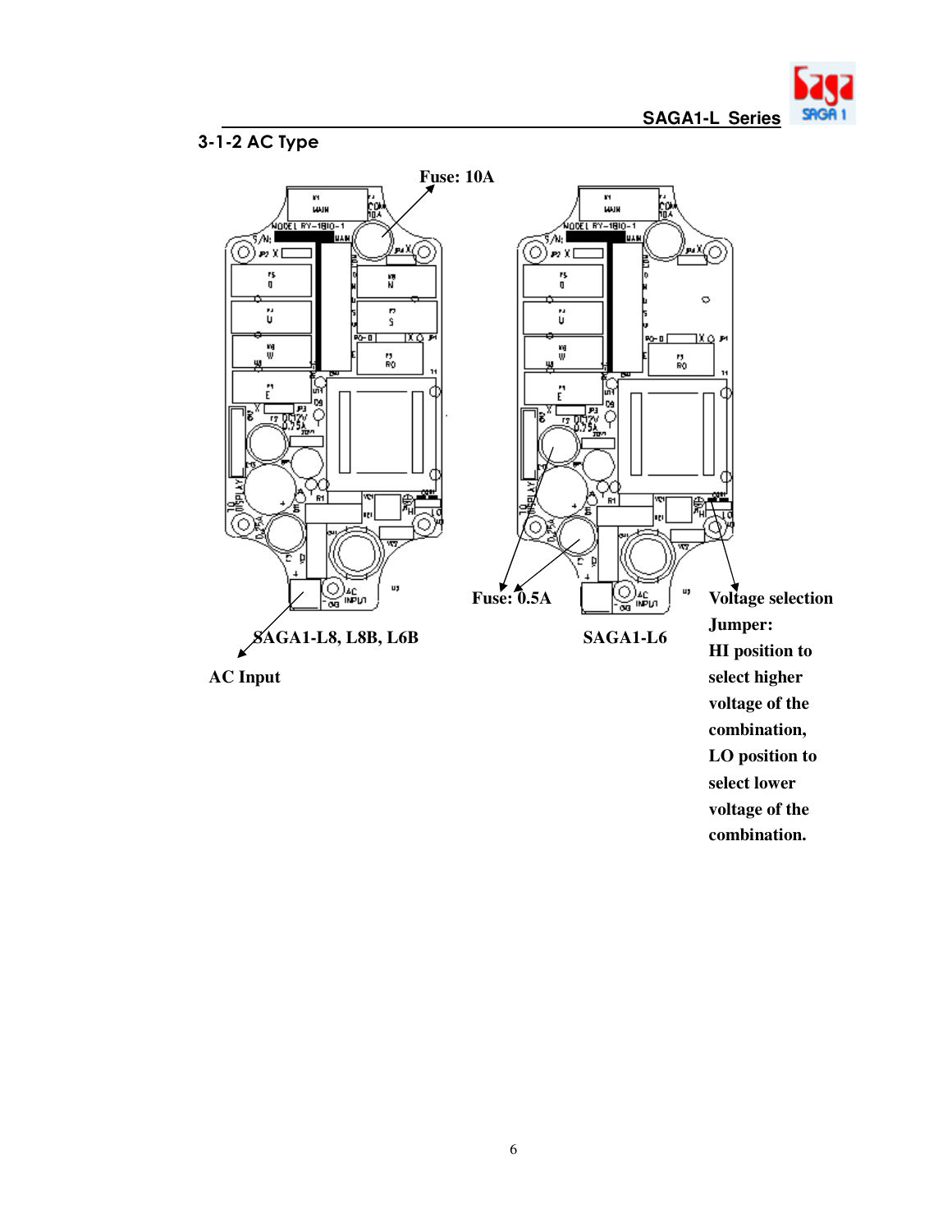## 3-1-2 AC Type

Fuse: 10A

Fuse: 0.5A

Voltage selection Jumper:
HI position to select higher voltage of the combination,
LO position to select lower voltage of the combination.

SAGA1-L8, L8B, L6B

SAGA1-L6

AC Input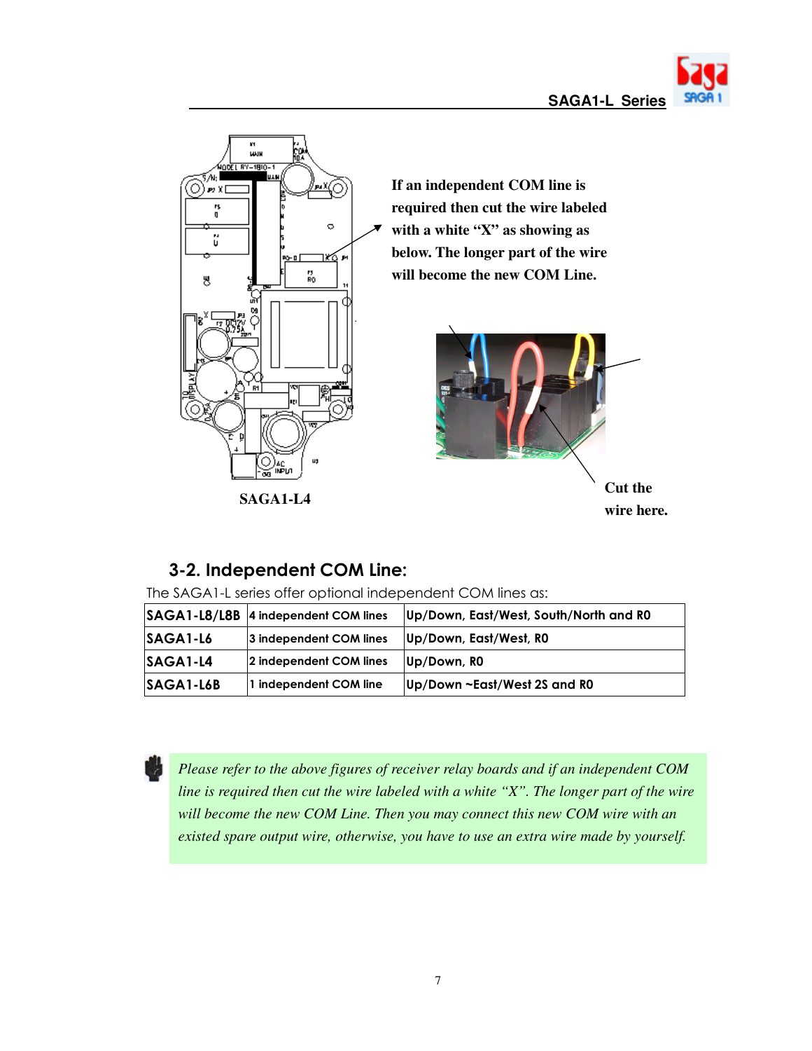If an independent COM line is required then cut the wire labeled with a white "X" as showing as below. The longer part of the wire will become the new COM Line.

SAGA1-L4

Cut the wire here.

## 3-2. Independent COM Line:

The SAGA1-L series offer optional independent COM lines as:

| | | |
|---|---|---|
| SAGA1-L8/L8B | 4 independent COM lines | Up/Down, East/West, South/North and R0 |
| SAGA1-L6 | 3 independent COM lines | Up/Down, East/West, R0 |
| SAGA1-L4 | 2 independent COM lines | Up/Down, R0 |
| SAGA1-L6B | 1 independent COM line | Up/Down ~East/West 2S and R0 |

*Please refer to the above figures of receiver relay boards and if an independent COM line is required then cut the wire labeled with a white "X". The longer part of the wire will become the new COM Line. Then you may connect this new COM wire with an existed spare output wire, otherwise, you have to use an extra wire made by yourself.*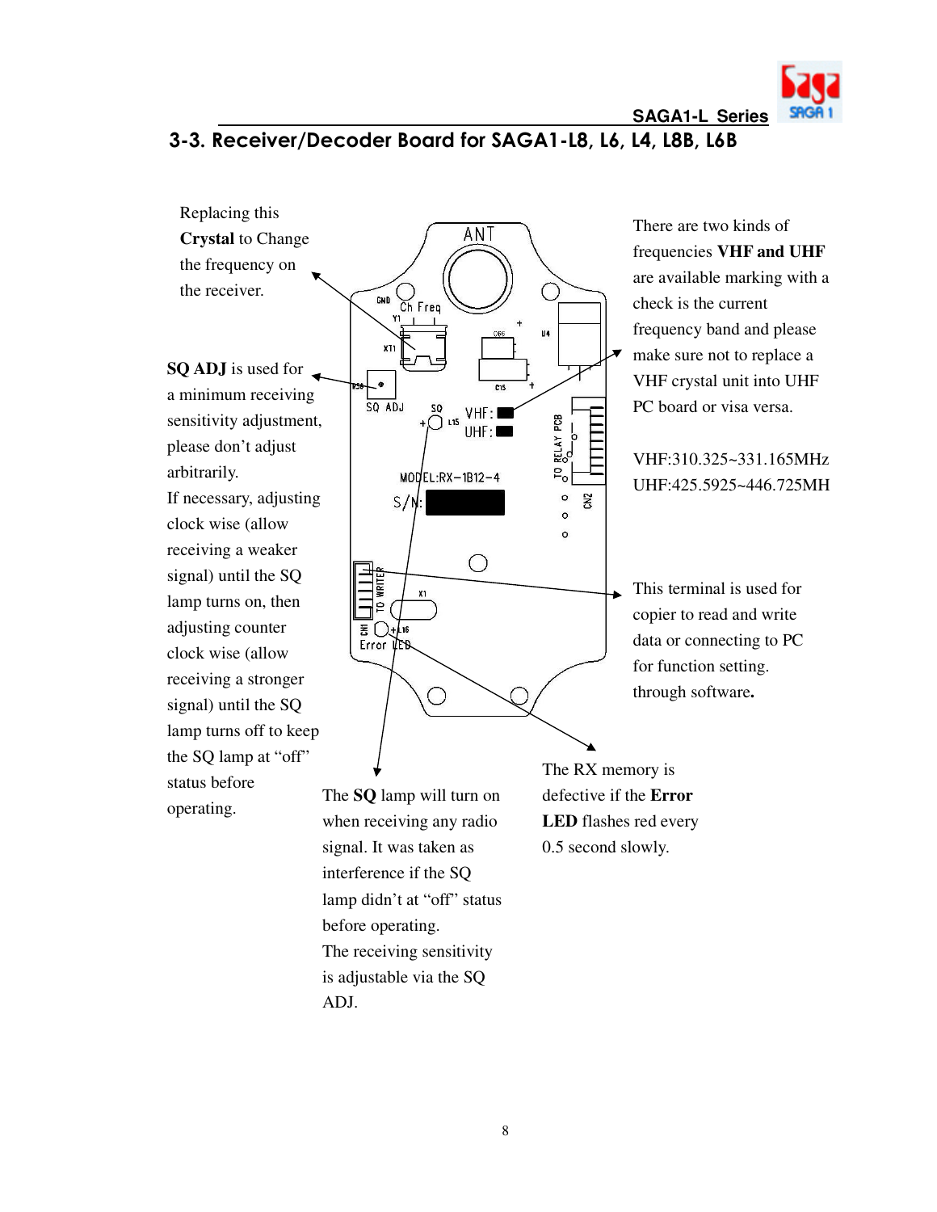## 3-3. Receiver/Decoder Board for SAGA1-L8, L6, L4, L8B, L6B

Replacing this **Crystal** to Change the frequency on the receiver.

**SQ ADJ** is used for a minimum receiving sensitivity adjustment, please don't adjust arbitrarily.
If necessary, adjusting clock wise (allow receiving a weaker signal) until the SQ lamp turns on, then adjusting counter clock wise (allow receiving a stronger signal) until the SQ lamp turns off to keep the SQ lamp at "off" status before operating.

There are two kinds of frequencies **VHF and UHF** are available marking with a check is the current frequency band and please make sure not to replace a VHF crystal unit into UHF PC board or visa versa.

VHF:310.325~331.165MHz
UHF:425.5925~446.725MH

This terminal is used for copier to read and write data or connecting to PC for function setting. through software**.**

The **SQ** lamp will turn on when receiving any radio signal. It was taken as interference if the SQ lamp didn't at "off" status before operating.
The receiving sensitivity is adjustable via the SQ ADJ.

The RX memory is defective if the **Error LED** flashes red every 0.5 second slowly.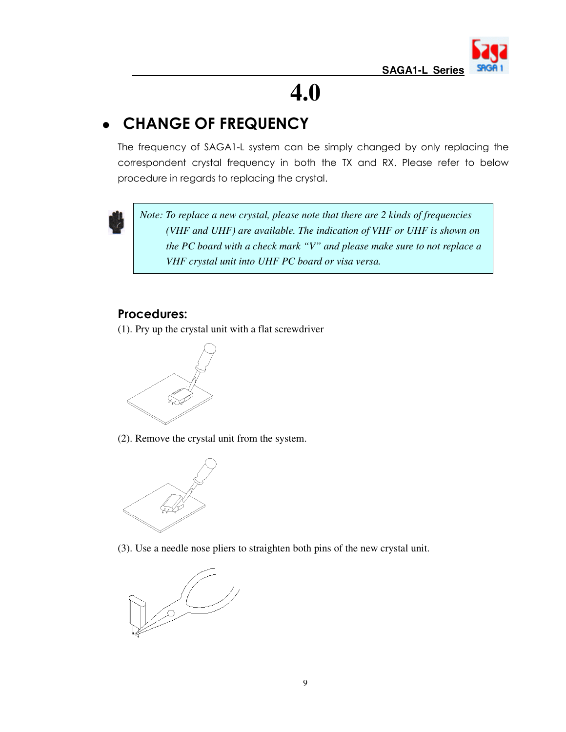# 4.0

## CHANGE OF FREQUENCY

The frequency of SAGA1-L system can be simply changed by only replacing the correspondent crystal frequency in both the TX and RX. Please refer to below procedure in regards to replacing the crystal.

> *Note: To replace a new crystal, please note that there are 2 kinds of frequencies (VHF and UHF) are available. The indication of VHF or UHF is shown on the PC board with a check mark "V" and please make sure to not replace a VHF crystal unit into UHF PC board or visa versa.*

### Procedures:

(1). Pry up the crystal unit with a flat screwdriver

(2). Remove the crystal unit from the system.

(3). Use a needle nose pliers to straighten both pins of the new crystal unit.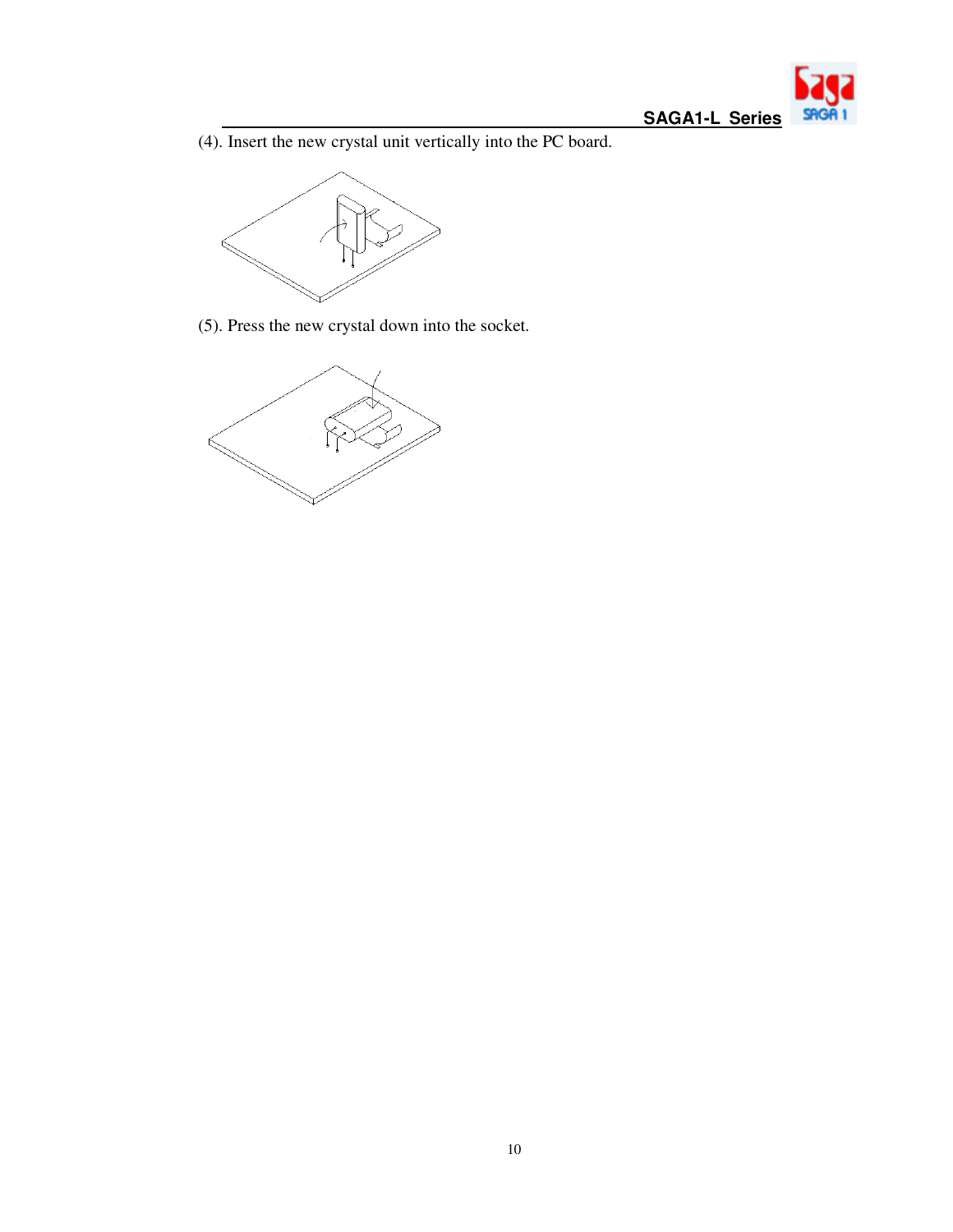(4). Insert the new crystal unit vertically into the PC board.

(5). Press the new crystal down into the socket.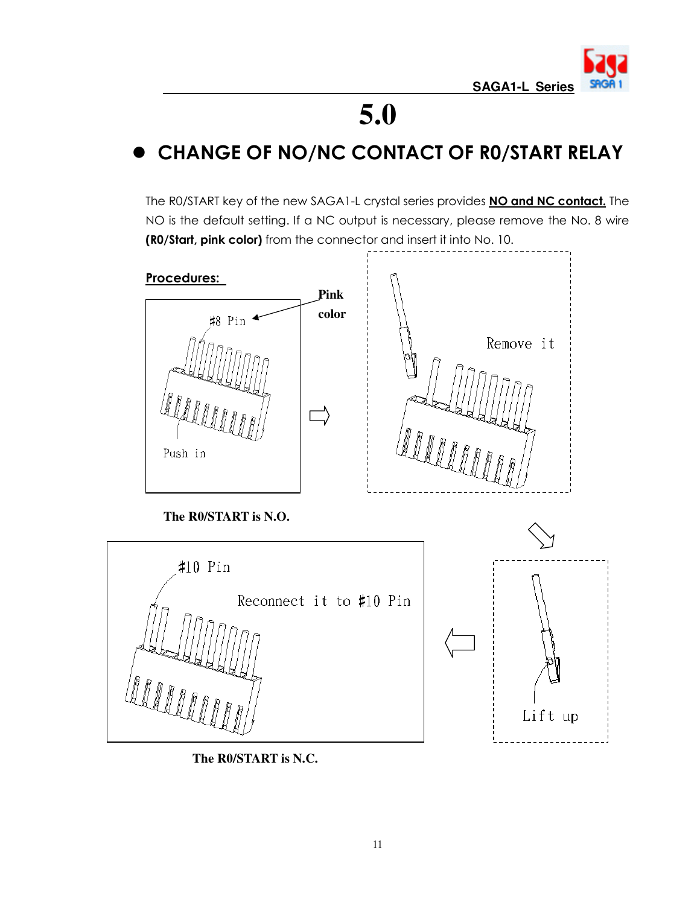# 5.0

## CHANGE OF NO/NC CONTACT OF R0/START RELAY

The R0/START key of the new SAGA1-L crystal series provides **NO and NC contact.** The NO is the default setting. If a NC output is necessary, please remove the No. 8 wire **(R0/Start, pink color)** from the connector and insert it into No. 10.

**Procedures:**

#8 Pin — Pink color

Push in

Remove it

**The R0/START is N.O.**

Lift up

#10 Pin

Reconnect it to #10 Pin

**The R0/START is N.C.**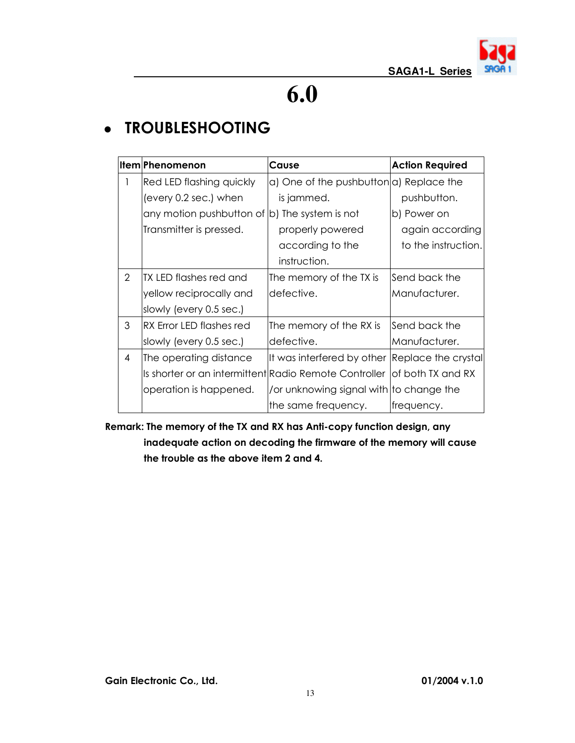# 6.0

## • TROUBLESHOOTING

| Item | Phenomenon | Cause | Action Required |
|---|---|---|---|
| 1 | Red LED flashing quickly (every 0.2 sec.) when any motion pushbutton of Transmitter is pressed. | a) One of the pushbutton is jammed.<br>b) The system is not properly powered according to the instruction. | a) Replace the pushbutton.<br>b) Power on again according to the instruction. |
| 2 | TX LED flashes red and yellow reciprocally and slowly (every 0.5 sec.) | The memory of the TX is defective. | Send back the Manufacturer. |
| 3 | RX Error LED flashes red slowly (every 0.5 sec.) | The memory of the RX is defective. | Send back the Manufacturer. |
| 4 | The operating distance Is shorter or an intermittent operation is happened. | It was interfered by other Radio Remote Controller /or unknowing signal with the same frequency. | Replace the crystal of both TX and RX to change the frequency. |

**Remark: The memory of the TX and RX has Anti-copy function design, any inadequate action on decoding the firmware of the memory will cause the trouble as the above item 2 and 4.**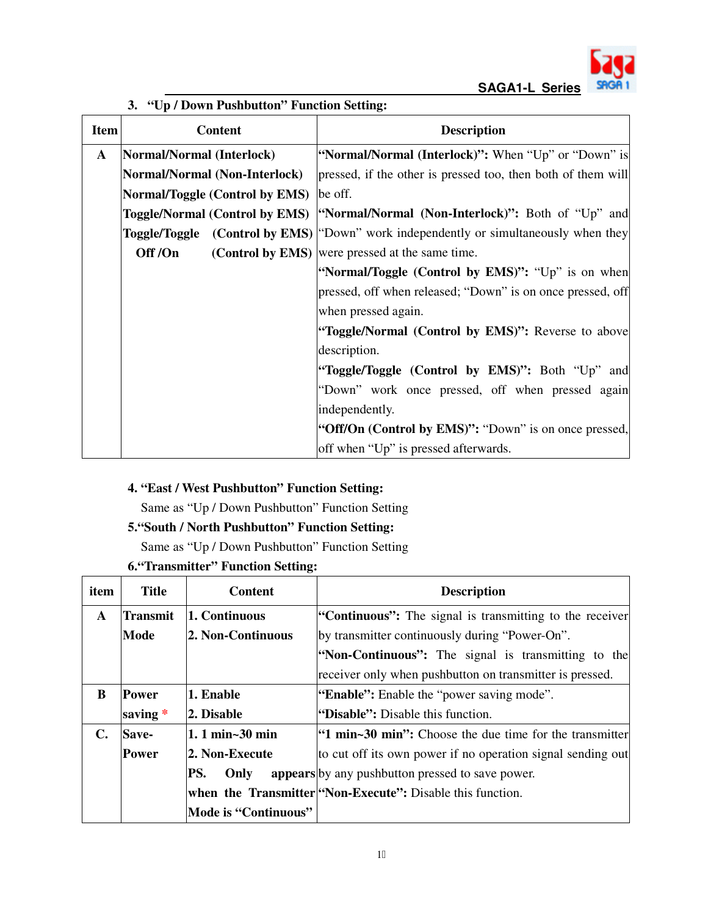### 3. "Up / Down Pushbutton" Function Setting:

| Item | Content | Description |
|---|---|---|
| A | **Normal/Normal (Interlock)**<br>**Normal/Normal (Non-Interlock)**<br>**Normal/Toggle (Control by EMS)**<br>**Toggle/Normal (Control by EMS)**<br>**Toggle/Toggle (Control by EMS)**<br>**Off /On (Control by EMS)** | **"Normal/Normal (Interlock)":** When "Up" or "Down" is pressed, if the other is pressed too, then both of them will be off.<br>**"Normal/Normal (Non-Interlock)":** Both of "Up" and "Down" work independently or simultaneously when they were pressed at the same time.<br>**"Normal/Toggle (Control by EMS)":** "Up" is on when pressed, off when released; "Down" is on once pressed, off when pressed again.<br>**"Toggle/Normal (Control by EMS)":** Reverse to above description.<br>**"Toggle/Toggle (Control by EMS)":** Both "Up" and "Down" work once pressed, off when pressed again independently.<br>**"Off/On (Control by EMS)":** "Down" is on once pressed, off when "Up" is pressed afterwards. |

### 4. "East / West Pushbutton" Function Setting:

Same as "Up / Down Pushbutton" Function Setting

### 5."South / North Pushbutton" Function Setting:

Same as "Up / Down Pushbutton" Function Setting

### 6."Transmitter" Function Setting:

| item | Title | Content | Description |
|---|---|---|---|
| A | **Transmit Mode** | **1. Continuous**<br>**2. Non-Continuous** | **"Continuous":** The signal is transmitting to the receiver by transmitter continuously during "Power-On".<br>**"Non-Continuous":** The signal is transmitting to the receiver only when pushbutton on transmitter is pressed. |
| B | **Power saving** * | **1. Enable**<br>**2. Disable** | **"Enable":** Enable the "power saving mode".<br>**"Disable":** Disable this function. |
| C. | **Save-Power** | **1. 1 min~30 min**<br>**2. Non-Execute**<br>**PS. Only appears when the Transmitter Mode is "Continuous"** | **"1 min~30 min":** Choose the due time for the transmitter to cut off its own power if no operation signal sending out by any pushbutton pressed to save power.<br>**"Non-Execute":** Disable this function. |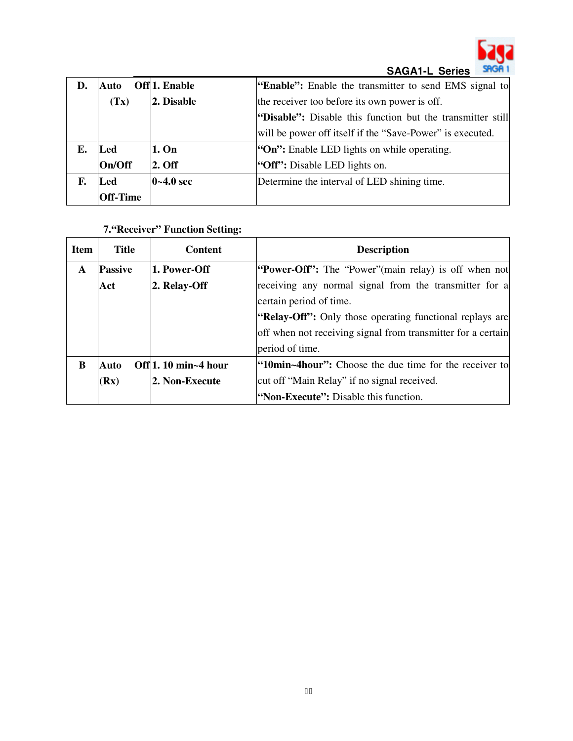| D. | Auto Off (Tx) | 1. Enable<br>2. Disable | **"Enable":** Enable the transmitter to send EMS signal to the receiver too before its own power is off.<br>**"Disable":** Disable this function but the transmitter still will be power off itself if the "Save-Power" is executed. |
|---|---|---|---|
| E. | Led On/Off | 1. On<br>2. Off | **"On":** Enable LED lights on while operating.<br>**"Off":** Disable LED lights on. |
| F. | Led Off-Time | 0~4.0 sec | Determine the interval of LED shining time. |

**7."Receiver" Function Setting:**

| Item | Title | Content | Description |
|---|---|---|---|
| A | Passive Act | 1. Power-Off<br>2. Relay-Off | **"Power-Off":** The "Power"(main relay) is off when not receiving any normal signal from the transmitter for a certain period of time.<br>**"Relay-Off":** Only those operating functional replays are off when not receiving signal from transmitter for a certain period of time. |
| B | Auto Off (Rx) | 1. 10 min~4 hour<br>2. Non-Execute | **"10min~4hour":** Choose the due time for the receiver to cut off "Main Relay" if no signal received.<br>**"Non-Execute":** Disable this function. |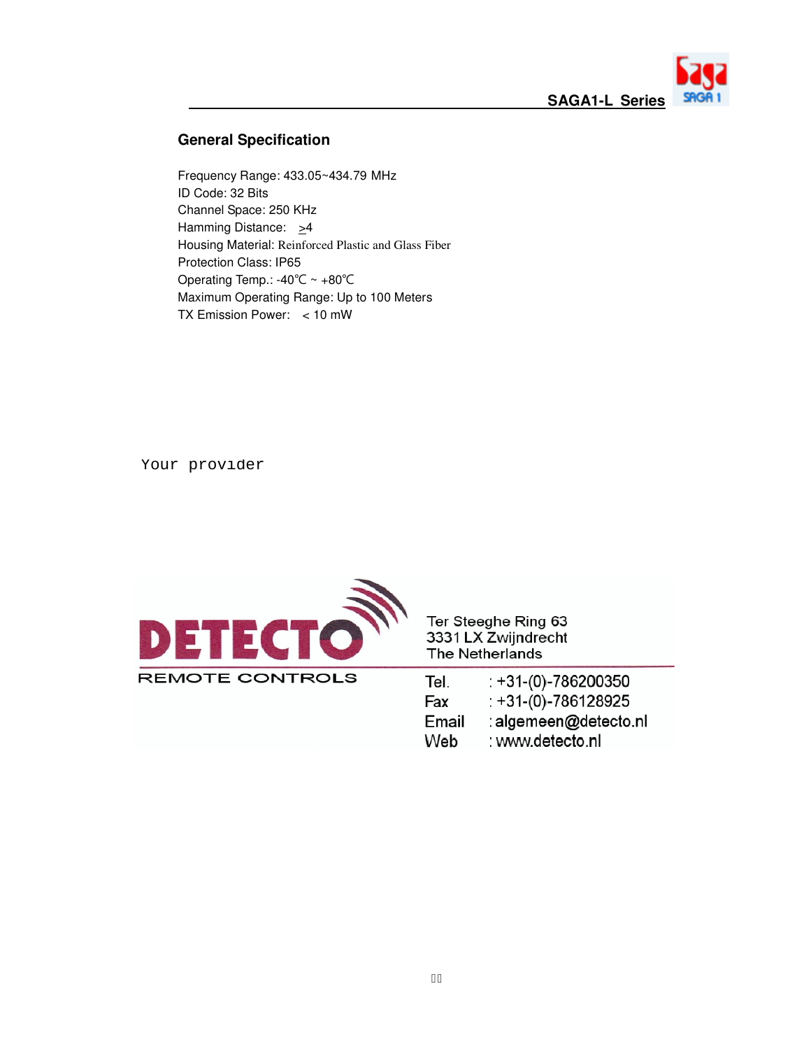## General Specification

Frequency Range: 433.05~434.79 MHz
ID Code: 32 Bits
Channel Space: 250 KHz
Hamming Distance: ≥4
Housing Material: Reinforced Plastic and Glass Fiber
Protection Class: IP65
Operating Temp.: -40℃ ~ +80℃
Maximum Operating Range: Up to 100 Meters
TX Emission Power: < 10 mW

Your provider

DETECTO
REMOTE CONTROLS

Ter Steeghe Ring 63
3331 LX Zwijndrecht
The Netherlands

Tel. : +31-(0)-786200350
Fax : +31-(0)-786128925
Email : algemeen@detecto.nl
Web : www.detecto.nl